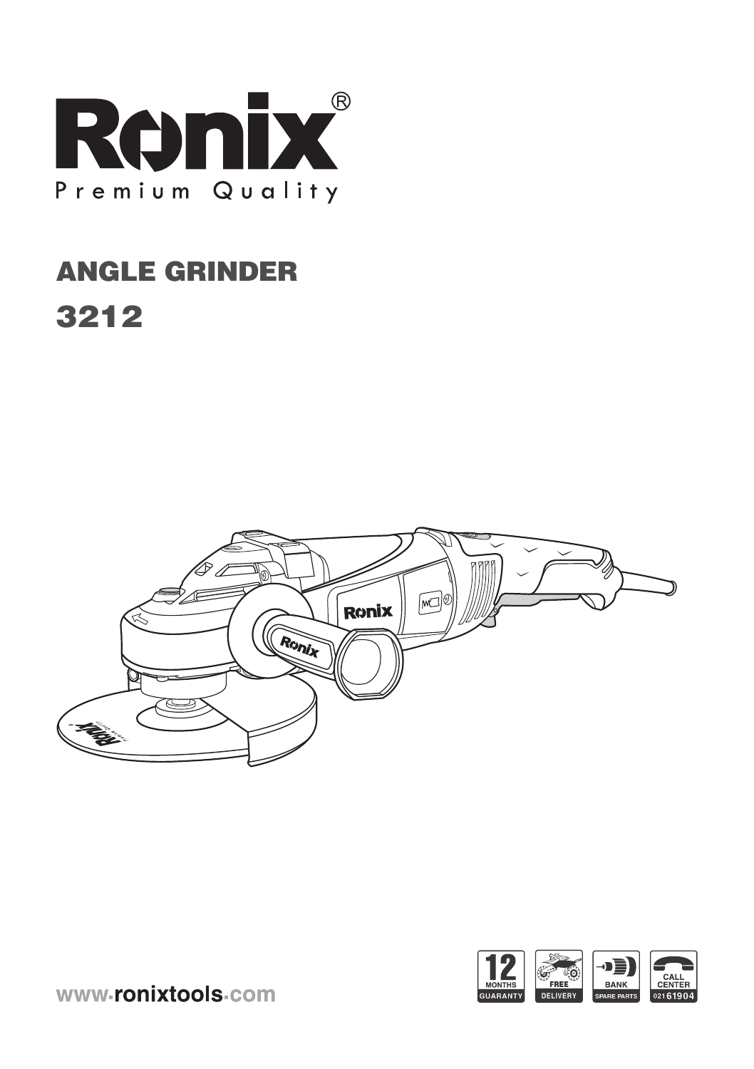# Ronix®

Premium Quality

## ANGLE GRINDER

## 3212

www.ronixtools.com

12 MONTHS GUARANTY

FREE DELIVERY

BANK SPARE PARTS

CALL CENTER 021 61904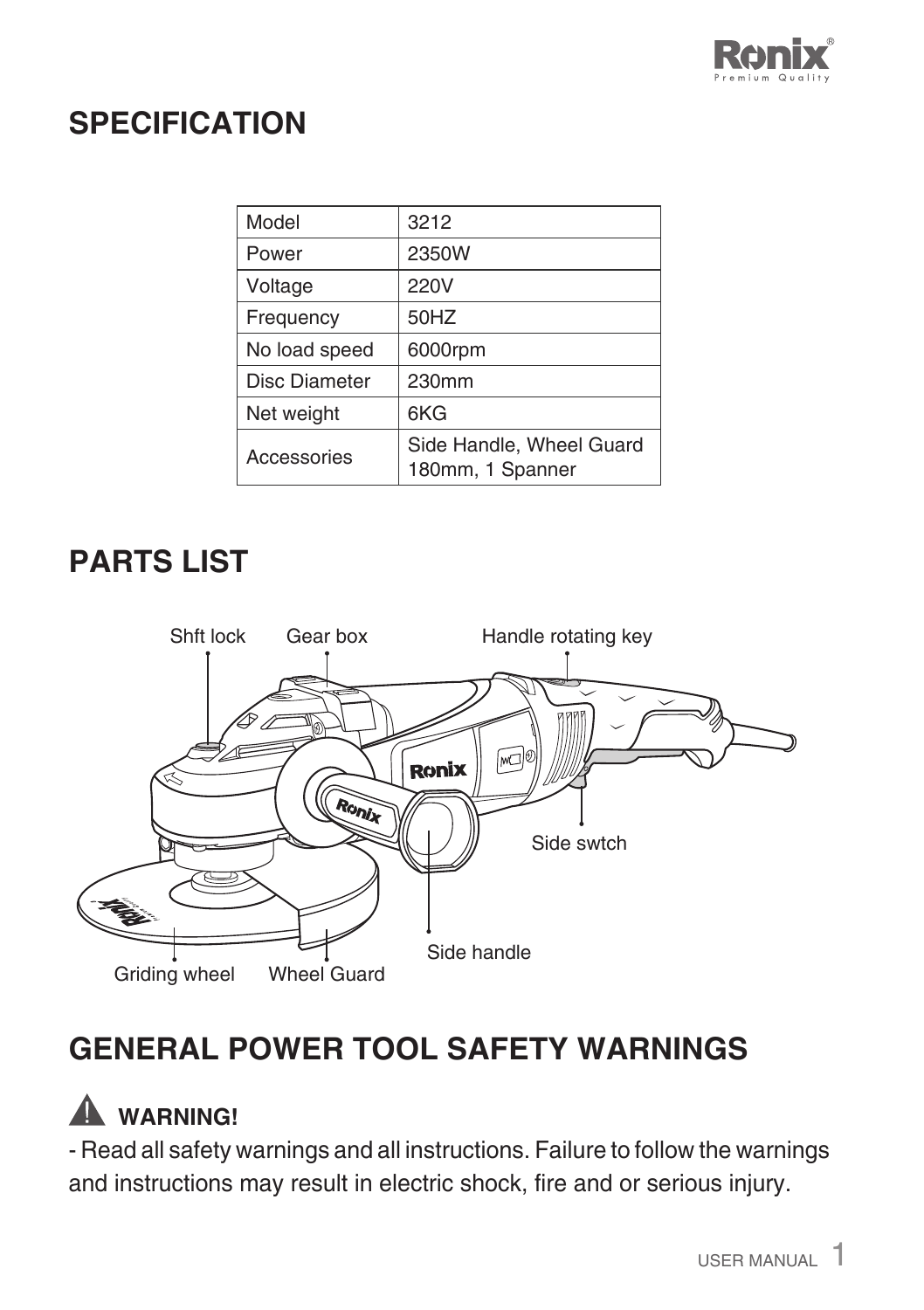## SPECIFICATION

| Model | 3212 |
|---|---|
| Power | 2350W |
| Voltage | 220V |
| Frequency | 50HZ |
| No load speed | 6000rpm |
| Disc Diameter | 230mm |
| Net weight | 6KG |
| Accessories | Side Handle, Wheel Guard 180mm, 1 Spanner |

## PARTS LIST

Shft lock
Gear box
Handle rotating key
Side swtch
Side handle
Griding wheel
Wheel Guard

## GENERAL POWER TOOL SAFETY WARNINGS

**⚠ WARNING!**

- Read all safety warnings and all instructions. Failure to follow the warnings and instructions may result in electric shock, fire and or serious injury.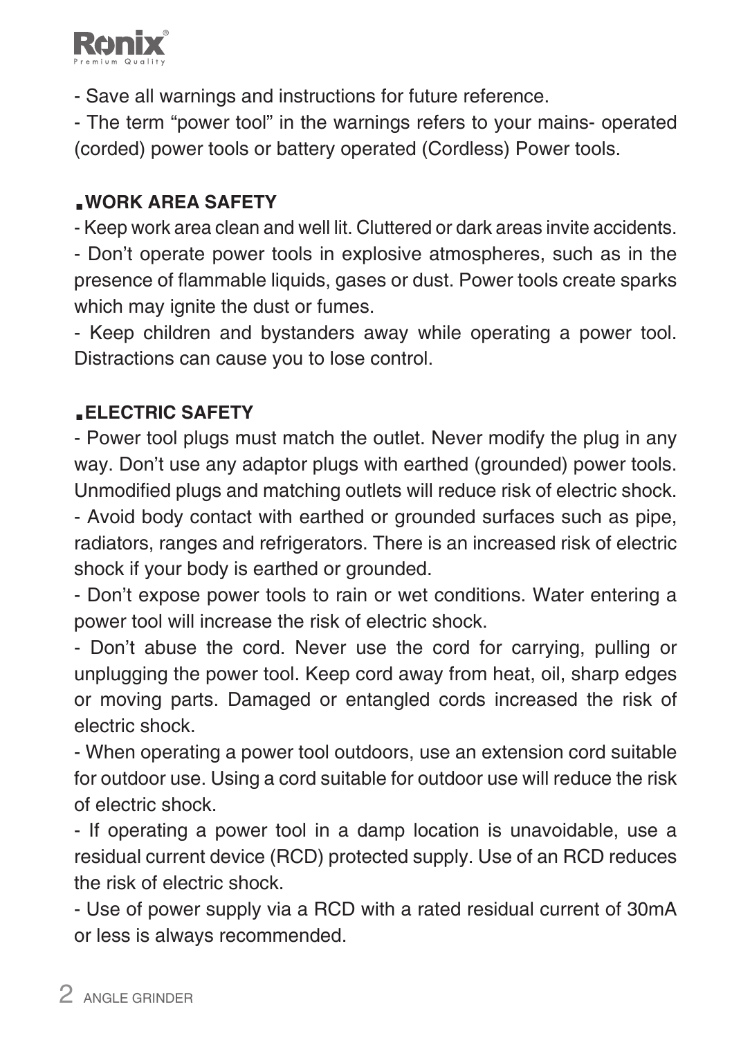- Save all warnings and instructions for future reference.

- The term "power tool" in the warnings refers to your mains- operated (corded) power tools or battery operated (Cordless) Power tools.

## WORK AREA SAFETY

- Keep work area clean and well lit. Cluttered or dark areas invite accidents.

- Don't operate power tools in explosive atmospheres, such as in the presence of flammable liquids, gases or dust. Power tools create sparks which may ignite the dust or fumes.

- Keep children and bystanders away while operating a power tool. Distractions can cause you to lose control.

## ELECTRIC SAFETY

- Power tool plugs must match the outlet. Never modify the plug in any way. Don't use any adaptor plugs with earthed (grounded) power tools. Unmodified plugs and matching outlets will reduce risk of electric shock.

- Avoid body contact with earthed or grounded surfaces such as pipe, radiators, ranges and refrigerators. There is an increased risk of electric shock if your body is earthed or grounded.

- Don't expose power tools to rain or wet conditions. Water entering a power tool will increase the risk of electric shock.

- Don't abuse the cord. Never use the cord for carrying, pulling or unplugging the power tool. Keep cord away from heat, oil, sharp edges or moving parts. Damaged or entangled cords increased the risk of electric shock.

- When operating a power tool outdoors, use an extension cord suitable for outdoor use. Using a cord suitable for outdoor use will reduce the risk of electric shock.

- If operating a power tool in a damp location is unavoidable, use a residual current device (RCD) protected supply. Use of an RCD reduces the risk of electric shock.

- Use of power supply via a RCD with a rated residual current of 30mA or less is always recommended.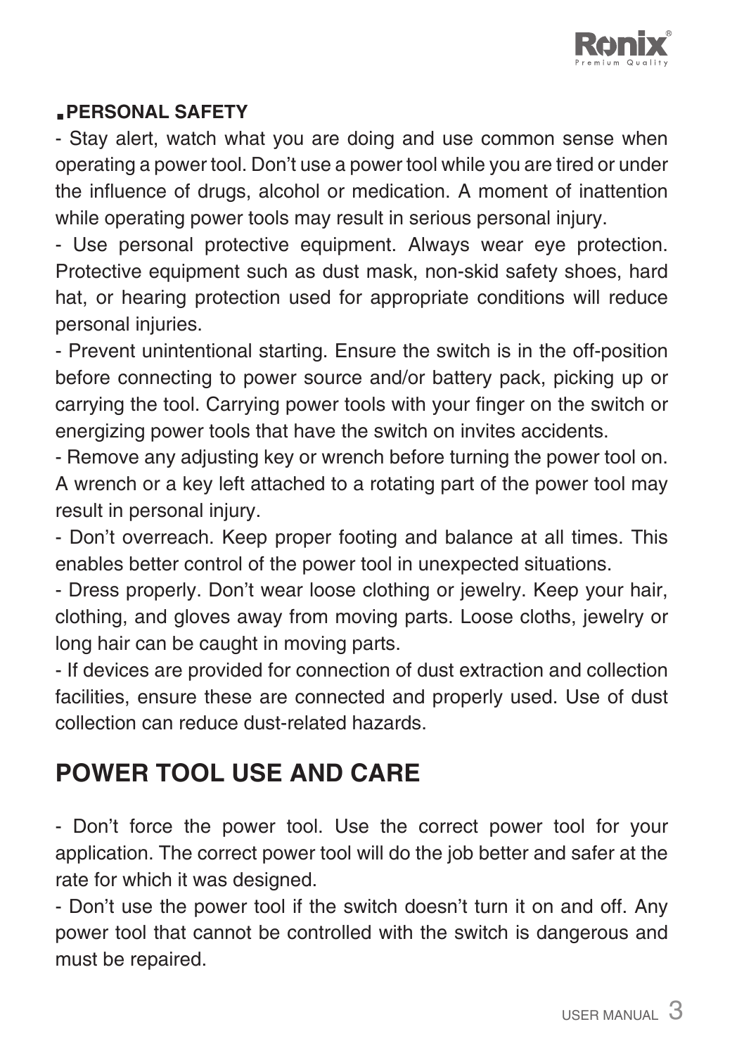### PERSONAL SAFETY

- Stay alert, watch what you are doing and use common sense when operating a power tool. Don't use a power tool while you are tired or under the influence of drugs, alcohol or medication. A moment of inattention while operating power tools may result in serious personal injury.
- Use personal protective equipment. Always wear eye protection. Protective equipment such as dust mask, non-skid safety shoes, hard hat, or hearing protection used for appropriate conditions will reduce personal injuries.
- Prevent unintentional starting. Ensure the switch is in the off-position before connecting to power source and/or battery pack, picking up or carrying the tool. Carrying power tools with your finger on the switch or energizing power tools that have the switch on invites accidents.
- Remove any adjusting key or wrench before turning the power tool on. A wrench or a key left attached to a rotating part of the power tool may result in personal injury.
- Don't overreach. Keep proper footing and balance at all times. This enables better control of the power tool in unexpected situations.
- Dress properly. Don't wear loose clothing or jewelry. Keep your hair, clothing, and gloves away from moving parts. Loose cloths, jewelry or long hair can be caught in moving parts.
- If devices are provided for connection of dust extraction and collection facilities, ensure these are connected and properly used. Use of dust collection can reduce dust-related hazards.

## POWER TOOL USE AND CARE

- Don't force the power tool. Use the correct power tool for your application. The correct power tool will do the job better and safer at the rate for which it was designed.
- Don't use the power tool if the switch doesn't turn it on and off. Any power tool that cannot be controlled with the switch is dangerous and must be repaired.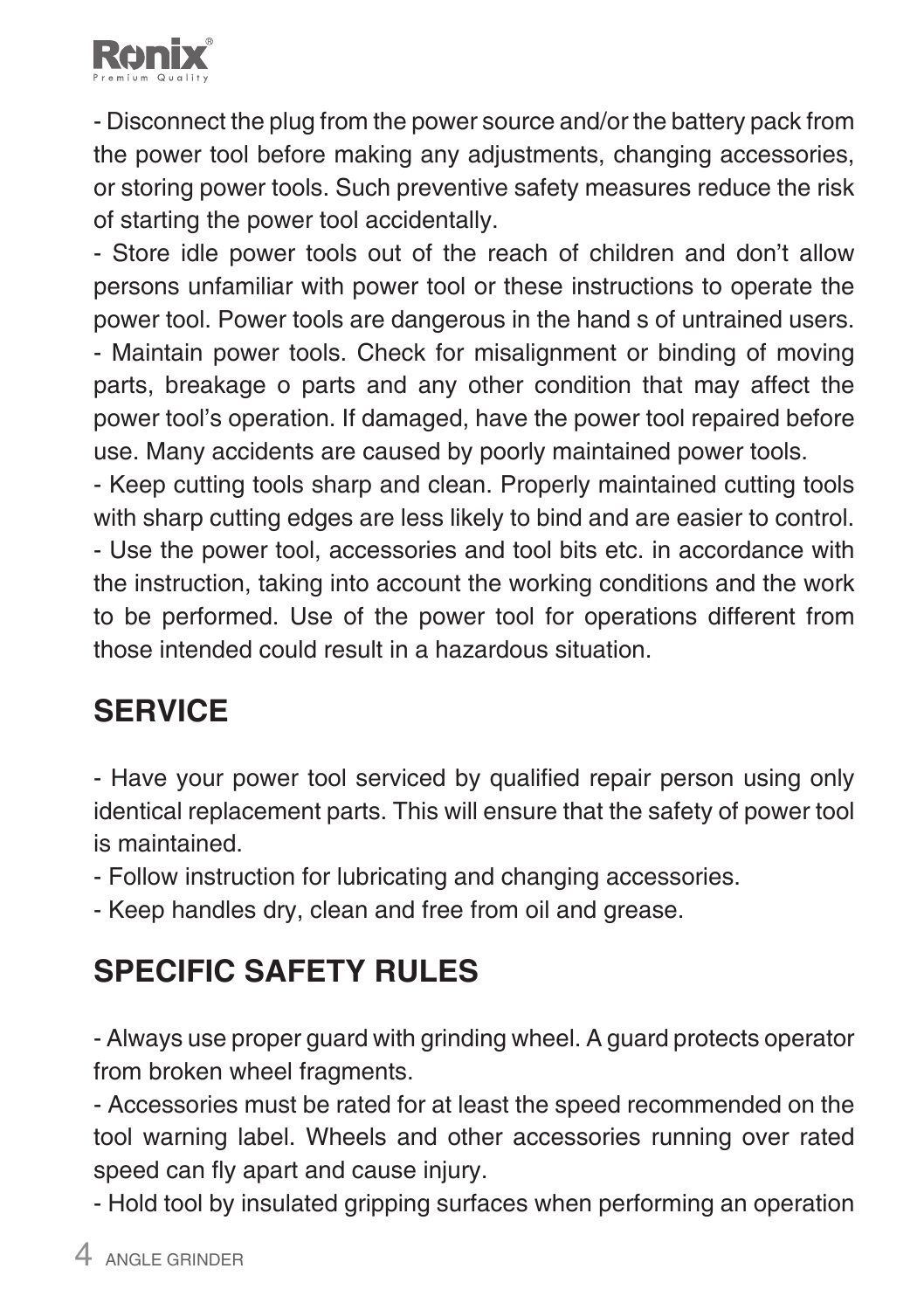- Disconnect the plug from the power source and/or the battery pack from the power tool before making any adjustments, changing accessories, or storing power tools. Such preventive safety measures reduce the risk of starting the power tool accidentally.

- Store idle power tools out of the reach of children and don't allow persons unfamiliar with power tool or these instructions to operate the power tool. Power tools are dangerous in the hand s of untrained users.

- Maintain power tools. Check for misalignment or binding of moving parts, breakage o parts and any other condition that may affect the power tool's operation. If damaged, have the power tool repaired before use. Many accidents are caused by poorly maintained power tools.

- Keep cutting tools sharp and clean. Properly maintained cutting tools with sharp cutting edges are less likely to bind and are easier to control.

- Use the power tool, accessories and tool bits etc. in accordance with the instruction, taking into account the working conditions and the work to be performed. Use of the power tool for operations different from those intended could result in a hazardous situation.

## SERVICE

- Have your power tool serviced by qualified repair person using only identical replacement parts. This will ensure that the safety of power tool is maintained.

- Follow instruction for lubricating and changing accessories.

- Keep handles dry, clean and free from oil and grease.

## SPECIFIC SAFETY RULES

- Always use proper guard with grinding wheel. A guard protects operator from broken wheel fragments.

- Accessories must be rated for at least the speed recommended on the tool warning label. Wheels and other accessories running over rated speed can fly apart and cause injury.

- Hold tool by insulated gripping surfaces when performing an operation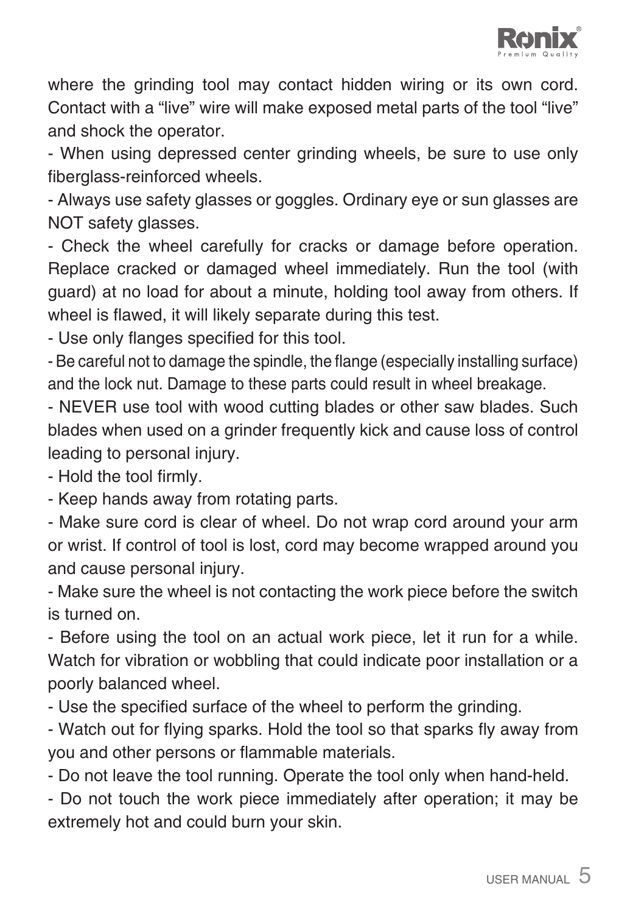where the grinding tool may contact hidden wiring or its own cord. Contact with a “live” wire will make exposed metal parts of the tool “live” and shock the operator.

- When using depressed center grinding wheels, be sure to use only fiberglass-reinforced wheels.
- Always use safety glasses or goggles. Ordinary eye or sun glasses are NOT safety glasses.
- Check the wheel carefully for cracks or damage before operation. Replace cracked or damaged wheel immediately. Run the tool (with guard) at no load for about a minute, holding tool away from others. If wheel is flawed, it will likely separate during this test.
- Use only flanges specified for this tool.
- Be careful not to damage the spindle, the flange (especially installing surface) and the lock nut. Damage to these parts could result in wheel breakage.
- NEVER use tool with wood cutting blades or other saw blades. Such blades when used on a grinder frequently kick and cause loss of control leading to personal injury.
- Hold the tool firmly.
- Keep hands away from rotating parts.
- Make sure cord is clear of wheel. Do not wrap cord around your arm or wrist. If control of tool is lost, cord may become wrapped around you and cause personal injury.
- Make sure the wheel is not contacting the work piece before the switch is turned on.
- Before using the tool on an actual work piece, let it run for a while. Watch for vibration or wobbling that could indicate poor installation or a poorly balanced wheel.
- Use the specified surface of the wheel to perform the grinding.
- Watch out for flying sparks. Hold the tool so that sparks fly away from you and other persons or flammable materials.
- Do not leave the tool running. Operate the tool only when hand-held.
- Do not touch the work piece immediately after operation; it may be extremely hot and could burn your skin.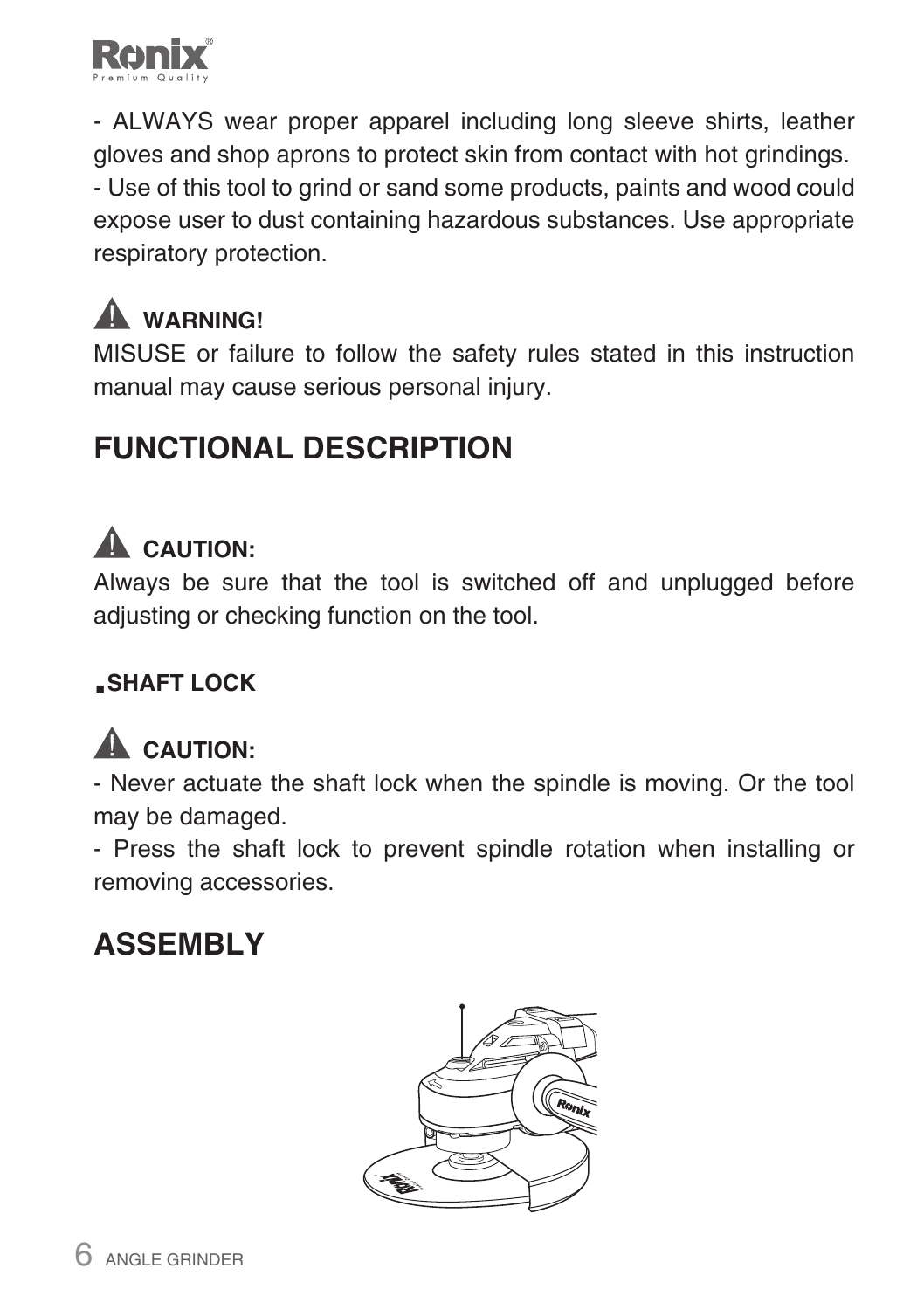- ALWAYS wear proper apparel including long sleeve shirts, leather gloves and shop aprons to protect skin from contact with hot grindings.
- Use of this tool to grind or sand some products, paints and wood could expose user to dust containing hazardous substances. Use appropriate respiratory protection.

**WARNING!**

MISUSE or failure to follow the safety rules stated in this instruction manual may cause serious personal injury.

## FUNCTIONAL DESCRIPTION

**CAUTION:**

Always be sure that the tool is switched off and unplugged before adjusting or checking function on the tool.

**.SHAFT LOCK**

**CAUTION:**

- Never actuate the shaft lock when the spindle is moving. Or the tool may be damaged.
- Press the shaft lock to prevent spindle rotation when installing or removing accessories.

## ASSEMBLY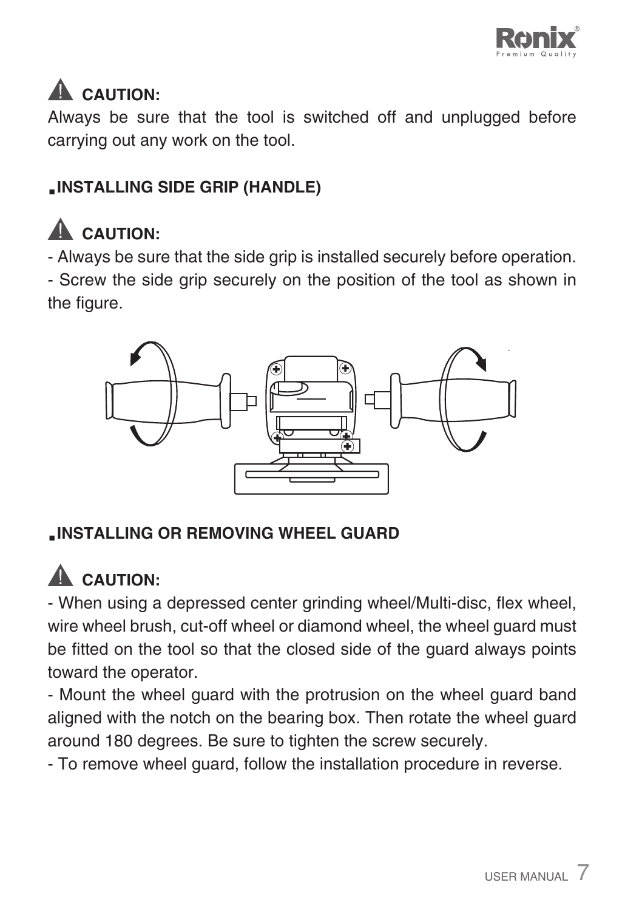**⚠ CAUTION:**

Always be sure that the tool is switched off and unplugged before carrying out any work on the tool.

## ▪INSTALLING SIDE GRIP (HANDLE)

**⚠ CAUTION:**

- Always be sure that the side grip is installed securely before operation.
- Screw the side grip securely on the position of the tool as shown in the figure.

## ▪INSTALLING OR REMOVING WHEEL GUARD

**⚠ CAUTION:**

- When using a depressed center grinding wheel/Multi-disc, flex wheel, wire wheel brush, cut-off wheel or diamond wheel, the wheel guard must be fitted on the tool so that the closed side of the guard always points toward the operator.
- Mount the wheel guard with the protrusion on the wheel guard band aligned with the notch on the bearing box. Then rotate the wheel guard around 180 degrees. Be sure to tighten the screw securely.
- To remove wheel guard, follow the installation procedure in reverse.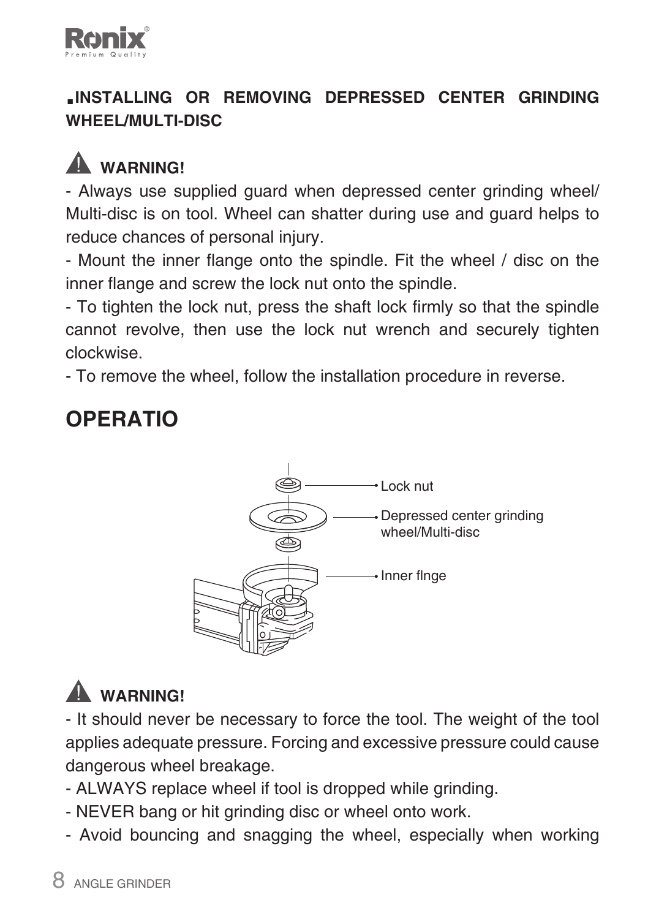## ▪INSTALLING OR REMOVING DEPRESSED CENTER GRINDING WHEEL/MULTI-DISC

**⚠ WARNING!**

- Always use supplied guard when depressed center grinding wheel/ Multi-disc is on tool. Wheel can shatter during use and guard helps to reduce chances of personal injury.
- Mount the inner flange onto the spindle. Fit the wheel / disc on the inner flange and screw the lock nut onto the spindle.
- To tighten the lock nut, press the shaft lock firmly so that the spindle cannot revolve, then use the lock nut wrench and securely tighten clockwise.
- To remove the wheel, follow the installation procedure in reverse.

## OPERATIO

Lock nut

Depressed center grinding wheel/Multi-disc

Inner flnge

**⚠ WARNING!**

- It should never be necessary to force the tool. The weight of the tool applies adequate pressure. Forcing and excessive pressure could cause dangerous wheel breakage.
- ALWAYS replace wheel if tool is dropped while grinding.
- NEVER bang or hit grinding disc or wheel onto work.
- Avoid bouncing and snagging the wheel, especially when working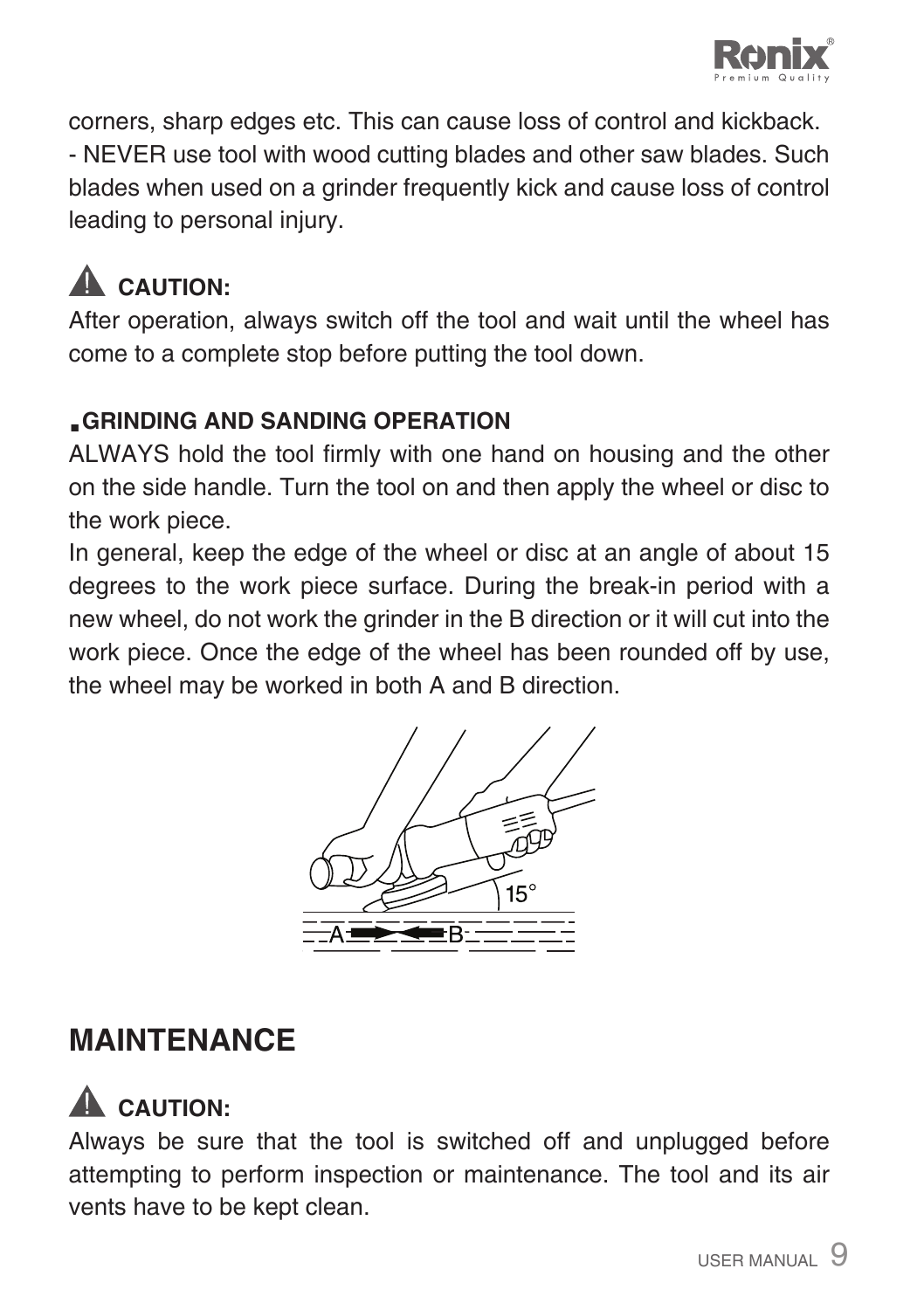corners, sharp edges etc. This can cause loss of control and kickback.
- NEVER use tool with wood cutting blades and other saw blades. Such blades when used on a grinder frequently kick and cause loss of control leading to personal injury.

**⚠ CAUTION:**
After operation, always switch off the tool and wait until the wheel has come to a complete stop before putting the tool down.

**GRINDING AND SANDING OPERATION**
ALWAYS hold the tool firmly with one hand on housing and the other on the side handle. Turn the tool on and then apply the wheel or disc to the work piece.
In general, keep the edge of the wheel or disc at an angle of about 15 degrees to the work piece surface. During the break-in period with a new wheel, do not work the grinder in the B direction or it will cut into the work piece. Once the edge of the wheel has been rounded off by use, the wheel may be worked in both A and B direction.

## MAINTENANCE

**⚠ CAUTION:**
Always be sure that the tool is switched off and unplugged before attempting to perform inspection or maintenance. The tool and its air vents have to be kept clean.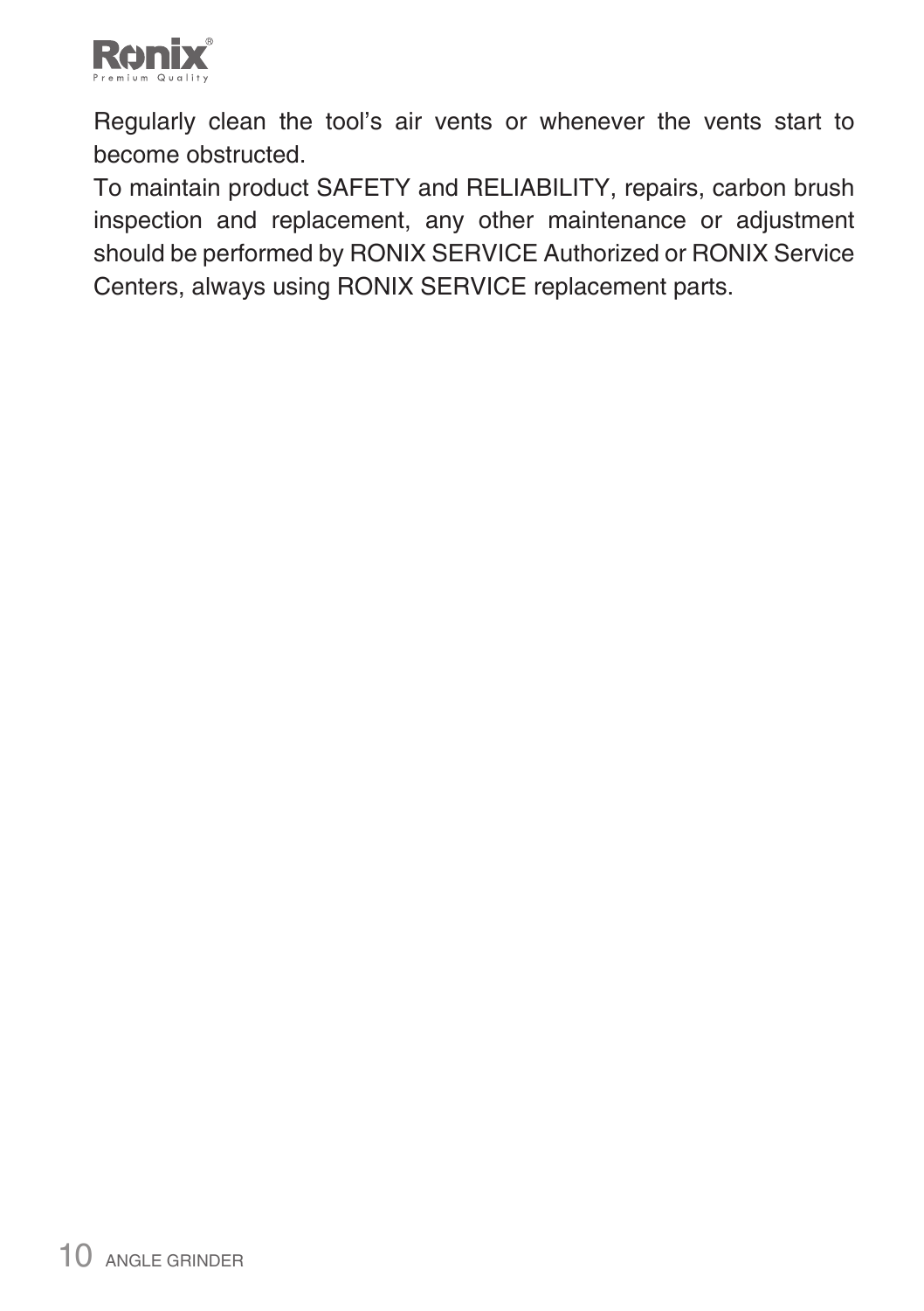Regularly clean the tool’s air vents or whenever the vents start to become obstructed.

To maintain product SAFETY and RELIABILITY, repairs, carbon brush inspection and replacement, any other maintenance or adjustment should be performed by RONIX SERVICE Authorized or RONIX Service Centers, always using RONIX SERVICE replacement parts.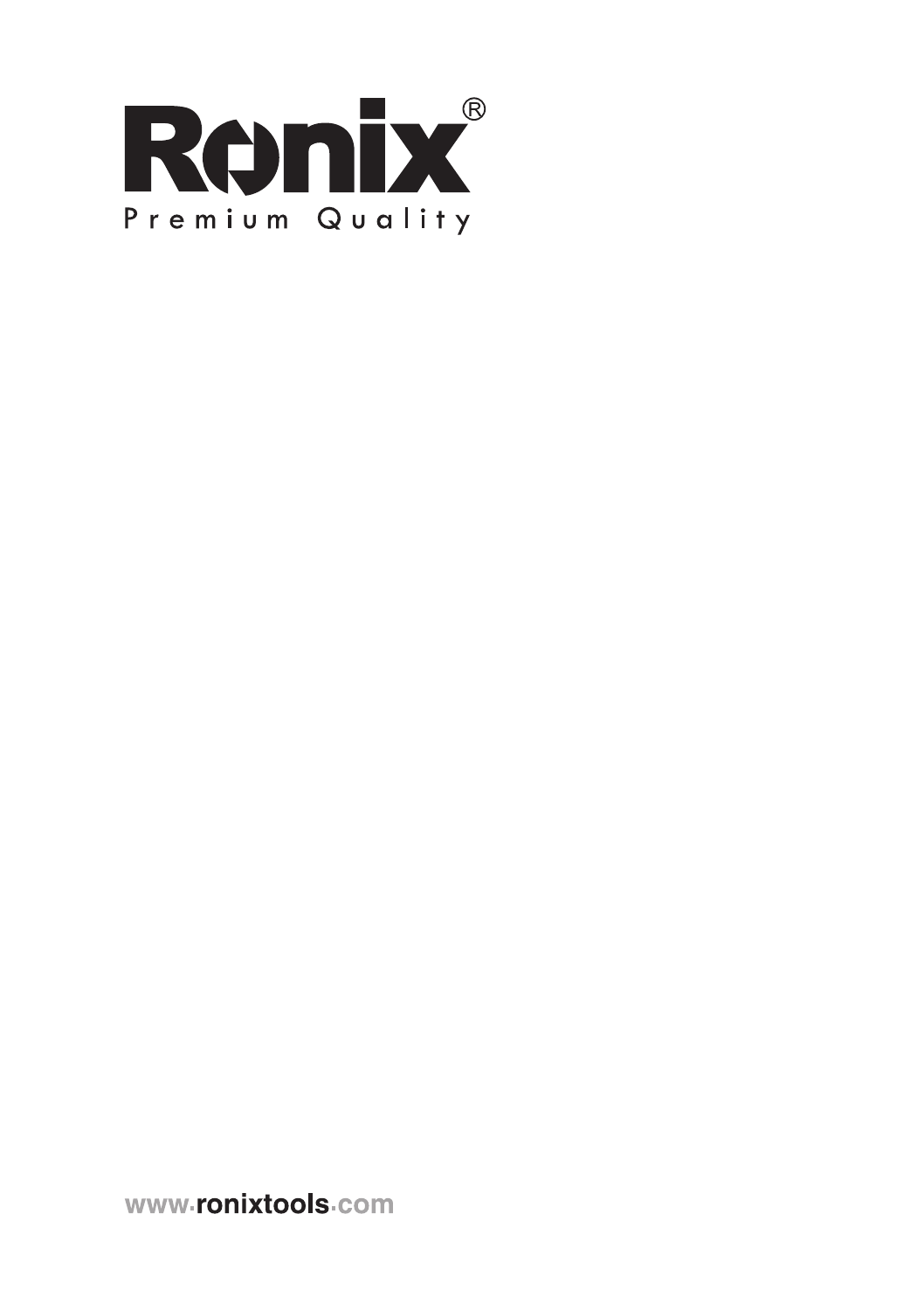Ronix®

Premium Quality

www.ronixtools.com